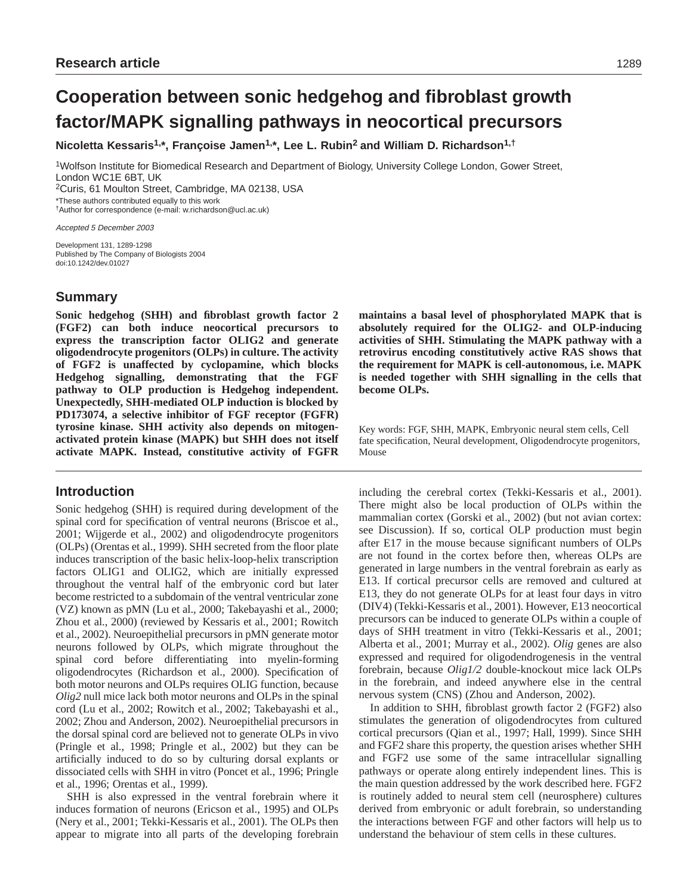Research article

# Cooperation between sonic hedgehog and fibroblast growth factor/MAPK signalling pathways in neocortical precursors

**Nicoletta Kessaris[1,*], Françoise Jamen[1,*], Lee L. Rubin[2] and William D. Richardson[1,†]**

[1]Wolfson Institute for Biomedical Research and Department of Biology, University College London, Gower Street, London WC1E 6BT, UK
[2]Curis, 61 Moulton Street, Cambridge, MA 02138, USA
*These authors contributed equally to this work
†Author for correspondence (e-mail: w.richardson@ucl.ac.uk)

*Accepted 5 December 2003*

Development 131, 1289-1298
Published by The Company of Biologists 2004
doi:10.1242/dev.01027

## Summary

**Sonic hedgehog (SHH) and fibroblast growth factor 2 (FGF2) can both induce neocortical precursors to express the transcription factor OLIG2 and generate oligodendrocyte progenitors (OLPs) in culture. The activity of FGF2 is unaffected by cyclopamine, which blocks Hedgehog signalling, demonstrating that the FGF pathway to OLP production is Hedgehog independent. Unexpectedly, SHH-mediated OLP induction is blocked by PD173074, a selective inhibitor of FGF receptor (FGFR) tyrosine kinase. SHH activity also depends on mitogen-activated protein kinase (MAPK) but SHH does not itself activate MAPK. Instead, constitutive activity of FGFR maintains a basal level of phosphorylated MAPK that is absolutely required for the OLIG2- and OLP-inducing activities of SHH. Stimulating the MAPK pathway with a retrovirus encoding constitutively active RAS shows that the requirement for MAPK is cell-autonomous, i.e. MAPK is needed together with SHH signalling in the cells that become OLPs.**

Key words: FGF, SHH, MAPK, Embryonic neural stem cells, Cell fate specification, Neural development, Oligodendrocyte progenitors, Mouse

## Introduction

Sonic hedgehog (SHH) is required during development of the spinal cord for specification of ventral neurons (Briscoe et al., 2001; Wijgerde et al., 2002) and oligodendrocyte progenitors (OLPs) (Orentas et al., 1999). SHH secreted from the floor plate induces transcription of the basic helix-loop-helix transcription factors OLIG1 and OLIG2, which are initially expressed throughout the ventral half of the embryonic cord but later become restricted to a subdomain of the ventral ventricular zone (VZ) known as pMN (Lu et al., 2000; Takebayashi et al., 2000; Zhou et al., 2000) (reviewed by Kessaris et al., 2001; Rowitch et al., 2002). Neuroepithelial precursors in pMN generate motor neurons followed by OLPs, which migrate throughout the spinal cord before differentiating into myelin-forming oligodendrocytes (Richardson et al., 2000). Specification of both motor neurons and OLPs requires OLIG function, because *Olig2* null mice lack both motor neurons and OLPs in the spinal cord (Lu et al., 2002; Rowitch et al., 2002; Takebayashi et al., 2002; Zhou and Anderson, 2002). Neuroepithelial precursors in the dorsal spinal cord are believed not to generate OLPs in vivo (Pringle et al., 1998; Pringle et al., 2002) but they can be artificially induced to do so by culturing dorsal explants or dissociated cells with SHH in vitro (Poncet et al., 1996; Pringle et al., 1996; Orentas et al., 1999).

SHH is also expressed in the ventral forebrain where it induces formation of neurons (Ericson et al., 1995) and OLPs (Nery et al., 2001; Tekki-Kessaris et al., 2001). The OLPs then appear to migrate into all parts of the developing forebrain including the cerebral cortex (Tekki-Kessaris et al., 2001). There might also be local production of OLPs within the mammalian cortex (Gorski et al., 2002) (but not avian cortex: see Discussion). If so, cortical OLP production must begin after E17 in the mouse because significant numbers of OLPs are not found in the cortex before then, whereas OLPs are generated in large numbers in the ventral forebrain as early as E13. If cortical precursor cells are removed and cultured at E13, they do not generate OLPs for at least four days in vitro (DIV4) (Tekki-Kessaris et al., 2001). However, E13 neocortical precursors can be induced to generate OLPs within a couple of days of SHH treatment in vitro (Tekki-Kessaris et al., 2001; Alberta et al., 2001; Murray et al., 2002). *Olig* genes are also expressed and required for oligodendrogenesis in the ventral forebrain, because *Olig1/2* double-knockout mice lack OLPs in the forebrain, and indeed anywhere else in the central nervous system (CNS) (Zhou and Anderson, 2002).

In addition to SHH, fibroblast growth factor 2 (FGF2) also stimulates the generation of oligodendrocytes from cultured cortical precursors (Qian et al., 1997; Hall, 1999). Since SHH and FGF2 share this property, the question arises whether SHH and FGF2 use some of the same intracellular signalling pathways or operate along entirely independent lines. This is the main question addressed by the work described here. FGF2 is routinely added to neural stem cell (neurosphere) cultures derived from embryonic or adult forebrain, so understanding the interactions between FGF and other factors will help us to understand the behaviour of stem cells in these cultures.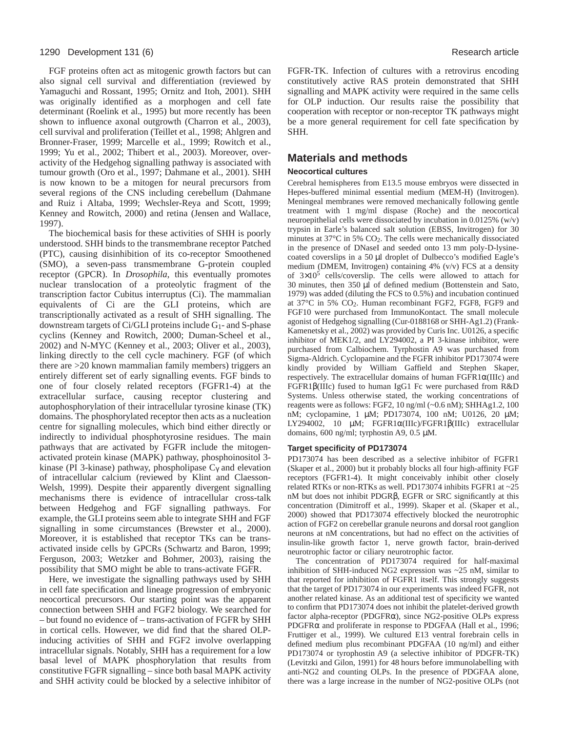FGF proteins often act as mitogenic growth factors but can also signal cell survival and differentiation (reviewed by Yamaguchi and Rossant, 1995; Ornitz and Itoh, 2001). SHH was originally identified as a morphogen and cell fate determinant (Roelink et al., 1995) but more recently has been shown to influence axonal outgrowth (Charron et al., 2003), cell survival and proliferation (Teillet et al., 1998; Ahlgren and Bronner-Fraser, 1999; Marcelle et al., 1999; Rowitch et al., 1999; Yu et al., 2002; Thibert et al., 2003). Moreover, over-activity of the Hedgehog signalling pathway is associated with tumour growth (Oro et al., 1997; Dahmane et al., 2001). SHH is now known to be a mitogen for neural precursors from several regions of the CNS including cerebellum (Dahmane and Ruiz i Altaba, 1999; Wechsler-Reya and Scott, 1999; Kenney and Rowitch, 2000) and retina (Jensen and Wallace, 1997).

The biochemical basis for these activities of SHH is poorly understood. SHH binds to the transmembrane receptor Patched (PTC), causing disinhibition of its co-receptor Smoothened (SMO), a seven-pass transmembrane G-protein coupled receptor (GPCR). In *Drosophila*, this eventually promotes nuclear translocation of a proteolytic fragment of the transcription factor Cubitus interruptus (Ci). The mammalian equivalents of Ci are the GLI proteins, which are transcriptionally activated as a result of SHH signalling. The downstream targets of Ci/GLI proteins include $G_1$- and S-phase cyclins (Kenney and Rowitch, 2000; Duman-Scheel et al., 2002) and N-MYC (Kenney et al., 2003; Oliver et al., 2003), linking directly to the cell cycle machinery. FGF (of which there are >20 known mammalian family members) triggers an entirely different set of early signalling events. FGF binds to one of four closely related receptors (FGFR1-4) at the extracellular surface, causing receptor clustering and autophosphorylation of their intracellular tyrosine kinase (TK) domains. The phosphorylated receptor then acts as a nucleation centre for signalling molecules, which bind either directly or indirectly to individual phosphotyrosine residues. The main pathways that are activated by FGFR include the mitogen-activated protein kinase (MAPK) pathway, phosphoinositol 3-kinase (PI 3-kinase) pathway, phospholipase Cγ and elevation of intracellular calcium (reviewed by Klint and Claesson-Welsh, 1999). Despite their apparently divergent signalling mechanisms there is evidence of intracellular cross-talk between Hedgehog and FGF signalling pathways. For example, the GLI proteins seem able to integrate SHH and FGF signalling in some circumstances (Brewster et al., 2000). Moreover, it is established that receptor TKs can be trans-activated inside cells by GPCRs (Schwartz and Baron, 1999; Ferguson, 2003; Wetzker and Bohmer, 2003), raising the possibility that SMO might be able to trans-activate FGFR.

Here, we investigate the signalling pathways used by SHH in cell fate specification and lineage progression of embryonic neocortical precursors. Our starting point was the apparent connection between SHH and FGF2 biology. We searched for – but found no evidence of – trans-activation of FGFR by SHH in cortical cells. However, we did find that the shared OLP-inducing activities of SHH and FGF2 involve overlapping intracellular signals. Notably, SHH has a requirement for a low basal level of MAPK phosphorylation that results from constitutive FGFR signalling – since both basal MAPK activity and SHH activity could be blocked by a selective inhibitor of FGFR-TK. Infection of cultures with a retrovirus encoding constitutively active RAS protein demonstrated that SHH signalling and MAPK activity were required in the same cells for OLP induction. Our results raise the possibility that cooperation with receptor or non-receptor TK pathways might be a more general requirement for cell fate specification by SHH.

## Materials and methods

### Neocortical cultures

Cerebral hemispheres from E13.5 mouse embryos were dissected in Hepes-buffered minimal essential medium (MEM-H) (Invitrogen). Meningeal membranes were removed mechanically following gentle treatment with 1 mg/ml dispase (Roche) and the neocortical neuroepithelial cells were dissociated by incubation in 0.0125% (w/v) trypsin in Earle's balanced salt solution (EBSS, Invitrogen) for 30 minutes at 37°C in 5% $CO_2$. The cells were mechanically dissociated in the presence of DNaseI and seeded onto 13 mm poly-D-lysine-coated coverslips in a 50 μl droplet of Dulbecco's modified Eagle's medium (DMEM, Invitrogen) containing 4% (v/v) FCS at a density of $3\times10^5$ cells/coverslip. The cells were allowed to attach for 30 minutes, then 350 μl of defined medium (Bottenstein and Sato, 1979) was added (diluting the FCS to 0.5%) and incubation continued at 37°C in 5% $CO_2$. Human recombinant FGF2, FGF8, FGF9 and FGF10 were purchased from ImmunoKontact. The small molecule agonist of Hedgehog signalling (Cur-0188168 or SHH-Ag1.2) (Frank-Kamenetsky et al., 2002) was provided by Curis Inc. U0126, a specific inhibitor of MEK1/2, and LY294002, a PI 3-kinase inhibitor, were purchased from Calbiochem. Tyrphostin A9 was purchased from Sigma-Aldrich. Cyclopamine and the FGFR inhibitor PD173074 were kindly provided by William Gaffield and Stephen Skaper, respectively. The extracellular domains of human FGFR1α(IIIc) and FGFR1β(IIIc) fused to human IgG1 Fc were purchased from R&D Systems. Unless otherwise stated, the working concentrations of reagents were as follows: FGF2, 10 ng/ml (~0.6 nM); SHHAg1.2, 100 nM; cyclopamine, 1 μM; PD173074, 100 nM; U0126, 20 μM; LY294002, 10 μM; FGFR1α(IIIc)/FGFR1β(IIIc) extracellular domains, 600 ng/ml; tyrphostin A9, 0.5 μM.

### Target specificity of PD173074

PD173074 has been described as a selective inhibitor of FGFR1 (Skaper et al., 2000) but it probably blocks all four high-affinity FGF receptors (FGFR1-4). It might conceivably inhibit other closely related RTKs or non-RTKs as well. PD173074 inhibits FGFR1 at ~25 nM but does not inhibit PDGRβ, EGFR or SRC significantly at this concentration (Dimitroff et al., 1999). Skaper et al. (Skaper et al., 2000) showed that PD173074 effectively blocked the neurotrophic action of FGF2 on cerebellar granule neurons and dorsal root ganglion neurons at nM concentrations, but had no effect on the activities of insulin-like growth factor 1, nerve growth factor, brain-derived neurotrophic factor or ciliary neurotrophic factor.

The concentration of PD173074 required for half-maximal inhibition of SHH-induced NG2 expression was ~25 nM, similar to that reported for inhibition of FGFR1 itself. This strongly suggests that the target of PD173074 in our experiments was indeed FGFR, not another related kinase. As an additional test of specificity we wanted to confirm that PD173074 does not inhibit the platelet-derived growth factor alpha-receptor (PDGFRα), since NG2-positive OLPs express PDGFRα and proliferate in response to PDGFAA (Hall et al., 1996; Fruttiger et al., 1999). We cultured E13 ventral forebrain cells in defined medium plus recombinant PDGFAA (10 ng/ml) and either PD173074 or tyrophostin A9 (a selective inhibitor of PDGFR-TK) (Levitzki and Gilon, 1991) for 48 hours before immunolabelling with anti-NG2 and counting OLPs. In the presence of PDGFAA alone, there was a large increase in the number of NG2-positive OLPs (not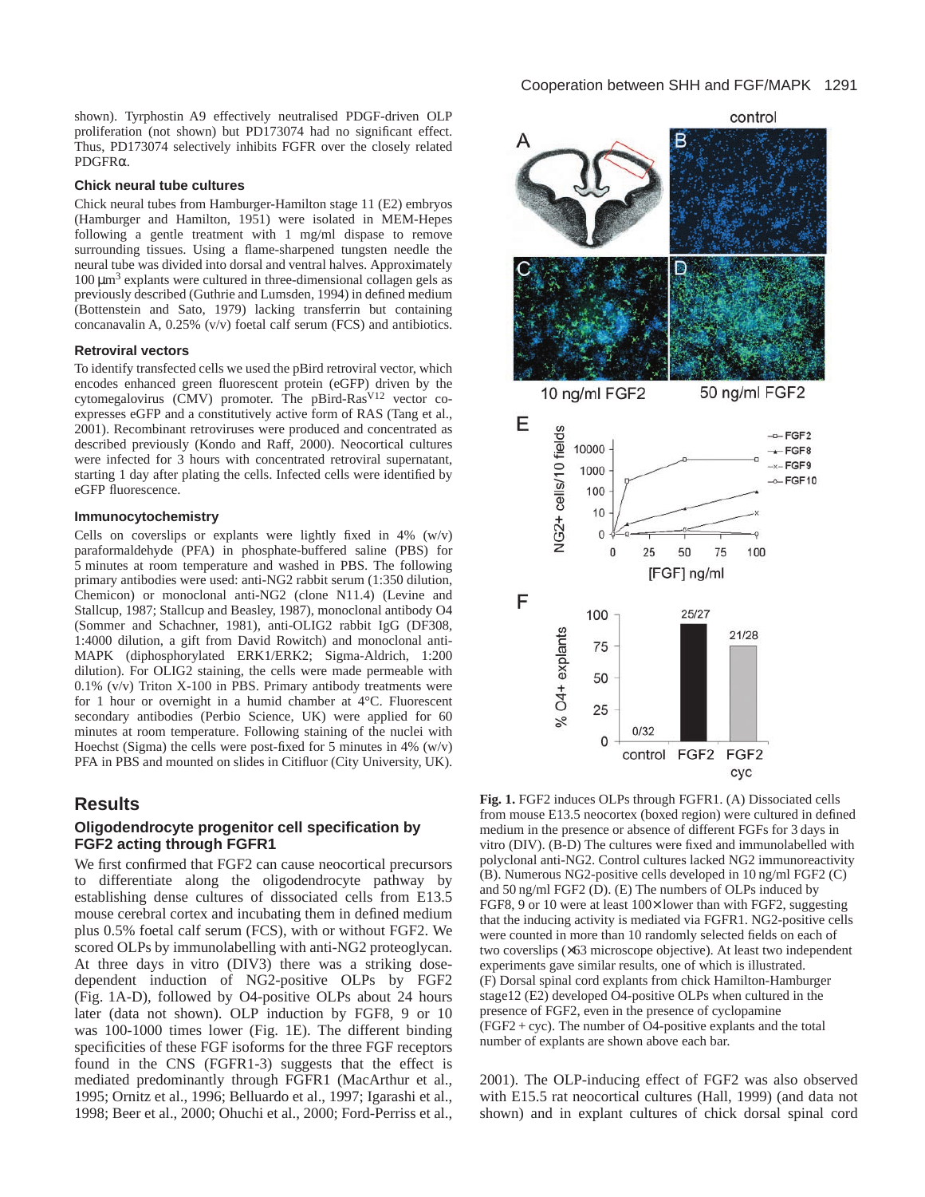shown). Tyrphostin A9 effectively neutralised PDGF-driven OLP proliferation (not shown) but PD173074 had no significant effect. Thus, PD173074 selectively inhibits FGFR over the closely related PDGFRα.

### Chick neural tube cultures

Chick neural tubes from Hamburger-Hamilton stage 11 (E2) embryos (Hamburger and Hamilton, 1951) were isolated in MEM-Hepes following a gentle treatment with 1 mg/ml dispase to remove surrounding tissues. Using a flame-sharpened tungsten needle the neural tube was divided into dorsal and ventral halves. Approximately 100 $\mu m^3$ explants were cultured in three-dimensional collagen gels as previously described (Guthrie and Lumsden, 1994) in defined medium (Bottenstein and Sato, 1979) lacking transferrin but containing concanavalin A, 0.25% (v/v) foetal calf serum (FCS) and antibiotics.

### Retroviral vectors

To identify transfected cells we used the pBird retroviral vector, which encodes enhanced green fluorescent protein (eGFP) driven by the cytomegalovirus (CMV) promoter. The pBird-Ras$^{V12}$ vector co-expresses eGFP and a constitutively active form of RAS (Tang et al., 2001). Recombinant retroviruses were produced and concentrated as described previously (Kondo and Raff, 2000). Neocortical cultures were infected for 3 hours with concentrated retroviral supernatant, starting 1 day after plating the cells. Infected cells were identified by eGFP fluorescence.

### Immunocytochemistry

Cells on coverslips or explants were lightly fixed in 4% (w/v) paraformaldehyde (PFA) in phosphate-buffered saline (PBS) for 5 minutes at room temperature and washed in PBS. The following primary antibodies were used: anti-NG2 rabbit serum (1:350 dilution, Chemicon) or monoclonal anti-NG2 (clone N11.4) (Levine and Stallcup, 1987; Stallcup and Beasley, 1987), monoclonal antibody O4 (Sommer and Schachner, 1981), anti-OLIG2 rabbit IgG (DF308, 1:4000 dilution, a gift from David Rowitch) and monoclonal anti-MAPK (diphosphorylated ERK1/ERK2; Sigma-Aldrich, 1:200 dilution). For OLIG2 staining, the cells were made permeable with 0.1% (v/v) Triton X-100 in PBS. Primary antibody treatments were for 1 hour or overnight in a humid chamber at 4°C. Fluorescent secondary antibodies (Perbio Science, UK) were applied for 60 minutes at room temperature. Following staining of the nuclei with Hoechst (Sigma) the cells were post-fixed for 5 minutes in 4% (w/v) PFA in PBS and mounted on slides in Citifluor (City University, UK).

## Results

### Oligodendrocyte progenitor cell specification by FGF2 acting through FGFR1

We first confirmed that FGF2 can cause neocortical precursors to differentiate along the oligodendrocyte pathway by establishing dense cultures of dissociated cells from E13.5 mouse cerebral cortex and incubating them in defined medium plus 0.5% foetal calf serum (FCS), with or without FGF2. We scored OLPs by immunolabelling with anti-NG2 proteoglycan. At three days in vitro (DIV3) there was a striking dose-dependent induction of NG2-positive OLPs by FGF2 (Fig. 1A-D), followed by O4-positive OLPs about 24 hours later (data not shown). OLP induction by FGF8, 9 or 10 was 100-1000 times lower (Fig. 1E). The different binding specificities of these FGF isoforms for the three FGF receptors found in the CNS (FGFR1-3) suggests that the effect is mediated predominantly through FGFR1 (MacArthur et al., 1995; Ornitz et al., 1996; Belluardo et al., 1997; Igarashi et al., 1998; Beer et al., 2000; Ohuchi et al., 2000; Ford-Perriss et al., 2001). The OLP-inducing effect of FGF2 was also observed with E15.5 rat neocortical cultures (Hall, 1999) (and data not shown) and in explant cultures of chick dorsal spinal cord

**Fig. 1.** FGF2 induces OLPs through FGFR1. (A) Dissociated cells from mouse E13.5 neocortex (boxed region) were cultured in defined medium in the presence or absence of different FGFs for 3 days in vitro (DIV). (B-D) The cultures were fixed and immunolabelled with polyclonal anti-NG2. Control cultures lacked NG2 immunoreactivity (B). Numerous NG2-positive cells developed in 10 ng/ml FGF2 (C) and 50 ng/ml FGF2 (D). (E) The numbers of OLPs induced by FGF8, 9 or 10 were at least 100× lower than with FGF2, suggesting that the inducing activity is mediated via FGFR1. NG2-positive cells were counted in more than 10 randomly selected fields on each of two coverslips (×63 microscope objective). At least two independent experiments gave similar results, one of which is illustrated. (F) Dorsal spinal cord explants from chick Hamilton-Hamburger stage12 (E2) developed O4-positive OLPs when cultured in the presence of FGF2, even in the presence of cyclopamine (FGF2 + cyc). The number of O4-positive explants and the total number of explants are shown above each bar.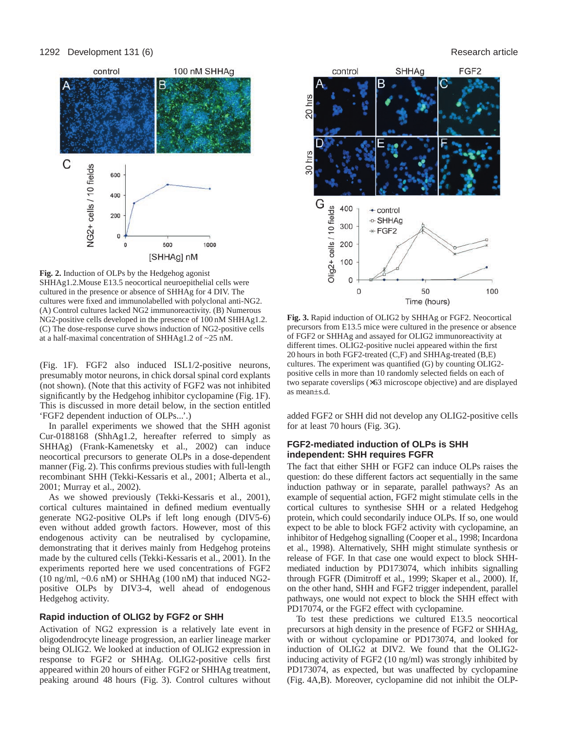**Fig. 2.** Induction of OLPs by the Hedgehog agonist SHHAg1.2.Mouse E13.5 neocortical neuroepithelial cells were cultured in the presence or absence of SHHAg for 4 DIV. The cultures were fixed and immunolabelled with polyclonal anti-NG2. (A) Control cultures lacked NG2 immunoreactivity. (B) Numerous NG2-positive cells developed in the presence of 100 nM SHHAg1.2. (C) The dose-response curve shows induction of NG2-positive cells at a half-maximal concentration of SHHAg1.2 of ~25 nM.

(Fig. 1F). FGF2 also induced ISL1/2-positive neurons, presumably motor neurons, in chick dorsal spinal cord explants (not shown). (Note that this activity of FGF2 was not inhibited significantly by the Hedgehog inhibitor cyclopamine (Fig. 1F). This is discussed in more detail below, in the section entitled 'FGF2 dependent induction of OLPs...'.)

In parallel experiments we showed that the SHH agonist Cur-0188168 (ShhAg1.2, hereafter referred to simply as SHHAg) (Frank-Kamenetsky et al., 2002) can induce neocortical precursors to generate OLPs in a dose-dependent manner (Fig. 2). This confirms previous studies with full-length recombinant SHH (Tekki-Kessaris et al., 2001; Alberta et al., 2001; Murray et al., 2002).

As we showed previously (Tekki-Kessaris et al., 2001), cortical cultures maintained in defined medium eventually generate NG2-positive OLPs if left long enough (DIV5-6) even without added growth factors. However, most of this endogenous activity can be neutralised by cyclopamine, demonstrating that it derives mainly from Hedgehog proteins made by the cultured cells (Tekki-Kessaris et al., 2001). In the experiments reported here we used concentrations of FGF2 (10 ng/ml, ~0.6 nM) or SHHAg (100 nM) that induced NG2-positive OLPs by DIV3-4, well ahead of endogenous Hedgehog activity.

## Rapid induction of OLIG2 by FGF2 or SHH

Activation of NG2 expression is a relatively late event in oligodendrocyte lineage progression, an earlier lineage marker being OLIG2. We looked at induction of OLIG2 expression in response to FGF2 or SHHAg. OLIG2-positive cells first appeared within 20 hours of either FGF2 or SHHAg treatment, peaking around 48 hours (Fig. 3). Control cultures without added FGF2 or SHH did not develop any OLIG2-positive cells for at least 70 hours (Fig. 3G).

**Fig. 3.** Rapid induction of OLIG2 by SHHAg or FGF2. Neocortical precursors from E13.5 mice were cultured in the presence or absence of FGF2 or SHHAg and assayed for OLIG2 immunoreactivity at different times. OLIG2-positive nuclei appeared within the first 20 hours in both FGF2-treated (C,F) and SHHAg-treated (B,E) cultures. The experiment was quantified (G) by counting OLIG2-positive cells in more than 10 randomly selected fields on each of two separate coverslips (×63 microscope objective) and are displayed as mean±s.d.

## FGF2-mediated induction of OLPs is SHH independent: SHH requires FGFR

The fact that either SHH or FGF2 can induce OLPs raises the question: do these different factors act sequentially in the same induction pathway or in separate, parallel pathways? As an example of sequential action, FGF2 might stimulate cells in the cortical cultures to synthesise SHH or a related Hedgehog protein, which could secondarily induce OLPs. If so, one would expect to be able to block FGF2 activity with cyclopamine, an inhibitor of Hedgehog signalling (Cooper et al., 1998; Incardona et al., 1998). Alternatively, SHH might stimulate synthesis or release of FGF. In that case one would expect to block SHH-mediated induction by PD173074, which inhibits signalling through FGFR (Dimitroff et al., 1999; Skaper et al., 2000). If, on the other hand, SHH and FGF2 trigger independent, parallel pathways, one would not expect to block the SHH effect with PD17074, or the FGF2 effect with cyclopamine.

To test these predictions we cultured E13.5 neocortical precursors at high density in the presence of FGF2 or SHHAg, with or without cyclopamine or PD173074, and looked for induction of OLIG2 at DIV2. We found that the OLIG2-inducing activity of FGF2 (10 ng/ml) was strongly inhibited by PD173074, as expected, but was unaffected by cyclopamine (Fig. 4A,B). Moreover, cyclopamine did not inhibit the OLP-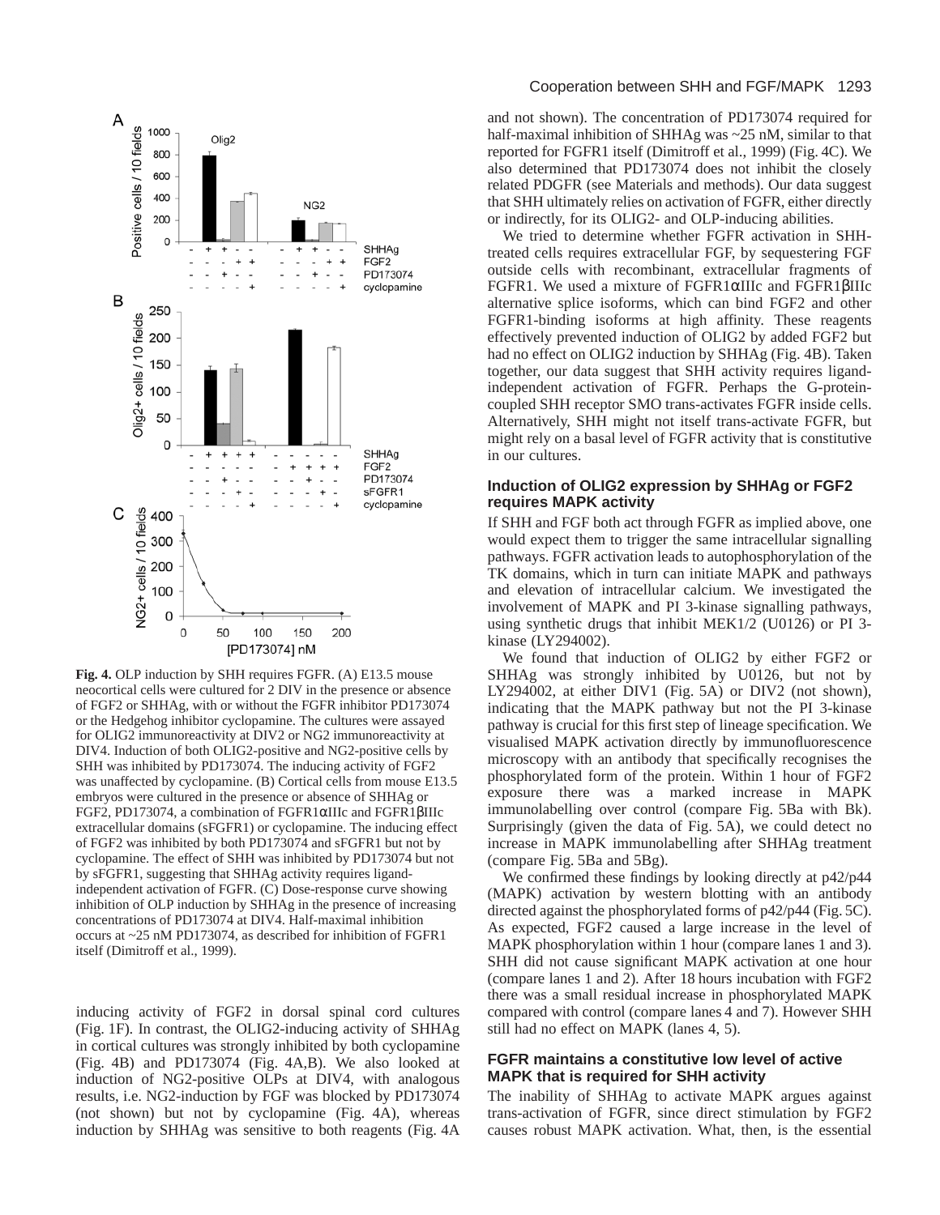**Fig. 4.** OLP induction by SHH requires FGFR. (A) E13.5 mouse neocortical cells were cultured for 2 DIV in the presence or absence of FGF2 or SHHAg, with or without the FGFR inhibitor PD173074 or the Hedgehog inhibitor cyclopamine. The cultures were assayed for OLIG2 immunoreactivity at DIV2 or NG2 immunoreactivity at DIV4. Induction of both OLIG2-positive and NG2-positive cells by SHH was inhibited by PD173074. The inducing activity of FGF2 was unaffected by cyclopamine. (B) Cortical cells from mouse E13.5 embryos were cultured in the presence or absence of SHHAg or FGF2, PD173074, a combination of FGFR1αIIIc and FGFR1βIIIc extracellular domains (sFGFR1) or cyclopamine. The inducing effect of FGF2 was inhibited by both PD173074 and sFGFR1 but not by cyclopamine. The effect of SHH was inhibited by PD173074 but not by sFGFR1, suggesting that SHHAg activity requires ligand-independent activation of FGFR. (C) Dose-response curve showing inhibition of OLP induction by SHHAg in the presence of increasing concentrations of PD173074 at DIV4. Half-maximal inhibition occurs at ~25 nM PD173074, as described for inhibition of FGFR1 itself (Dimitroff et al., 1999).

inducing activity of FGF2 in dorsal spinal cord cultures (Fig. 1F). In contrast, the OLIG2-inducing activity of SHHAg in cortical cultures was strongly inhibited by both cyclopamine (Fig. 4B) and PD173074 (Fig. 4A,B). We also looked at induction of NG2-positive OLPs at DIV4, with analogous results, i.e. NG2-induction by FGF was blocked by PD173074 (not shown) but not by cyclopamine (Fig. 4A), whereas induction by SHHAg was sensitive to both reagents (Fig. 4A and not shown). The concentration of PD173074 required for half-maximal inhibition of SHHAg was ~25 nM, similar to that reported for FGFR1 itself (Dimitroff et al., 1999) (Fig. 4C). We also determined that PD173074 does not inhibit the closely related PDGFR (see Materials and methods). Our data suggest that SHH ultimately relies on activation of FGFR, either directly or indirectly, for its OLIG2- and OLP-inducing abilities.

We tried to determine whether FGFR activation in SHH-treated cells requires extracellular FGF, by sequestering FGF outside cells with recombinant, extracellular fragments of FGFR1. We used a mixture of FGFR1αIIIc and FGFR1βIIIc alternative splice isoforms, which can bind FGF2 and other FGFR1-binding isoforms at high affinity. These reagents effectively prevented induction of OLIG2 by added FGF2 but had no effect on OLIG2 induction by SHHAg (Fig. 4B). Taken together, our data suggest that SHH activity requires ligand-independent activation of FGFR. Perhaps the G-protein-coupled SHH receptor SMO trans-activates FGFR inside cells. Alternatively, SHH might not itself trans-activate FGFR, but might rely on a basal level of FGFR activity that is constitutive in our cultures.

### Induction of OLIG2 expression by SHHAg or FGF2 requires MAPK activity

If SHH and FGF both act through FGFR as implied above, one would expect them to trigger the same intracellular signalling pathways. FGFR activation leads to autophosphorylation of the TK domains, which in turn can initiate MAPK and pathways and elevation of intracellular calcium. We investigated the involvement of MAPK and PI 3-kinase signalling pathways, using synthetic drugs that inhibit MEK1/2 (U0126) or PI 3-kinase (LY294002).

We found that induction of OLIG2 by either FGF2 or SHHAg was strongly inhibited by U0126, but not by LY294002, at either DIV1 (Fig. 5A) or DIV2 (not shown), indicating that the MAPK pathway but not the PI 3-kinase pathway is crucial for this first step of lineage specification. We visualised MAPK activation directly by immunofluorescence microscopy with an antibody that specifically recognises the phosphorylated form of the protein. Within 1 hour of FGF2 exposure there was a marked increase in MAPK immunolabelling over control (compare Fig. 5Ba with Bk). Surprisingly (given the data of Fig. 5A), we could detect no increase in MAPK immunolabelling after SHHAg treatment (compare Fig. 5Ba and 5Bg).

We confirmed these findings by looking directly at p42/p44 (MAPK) activation by western blotting with an antibody directed against the phosphorylated forms of p42/p44 (Fig. 5C). As expected, FGF2 caused a large increase in the level of MAPK phosphorylation within 1 hour (compare lanes 1 and 3). SHH did not cause significant MAPK activation at one hour (compare lanes 1 and 2). After 18 hours incubation with FGF2 there was a small residual increase in phosphorylated MAPK compared with control (compare lanes 4 and 7). However SHH still had no effect on MAPK (lanes 4, 5).

### FGFR maintains a constitutive low level of active MAPK that is required for SHH activity

The inability of SHHAg to activate MAPK argues against trans-activation of FGFR, since direct stimulation by FGF2 causes robust MAPK activation. What, then, is the essential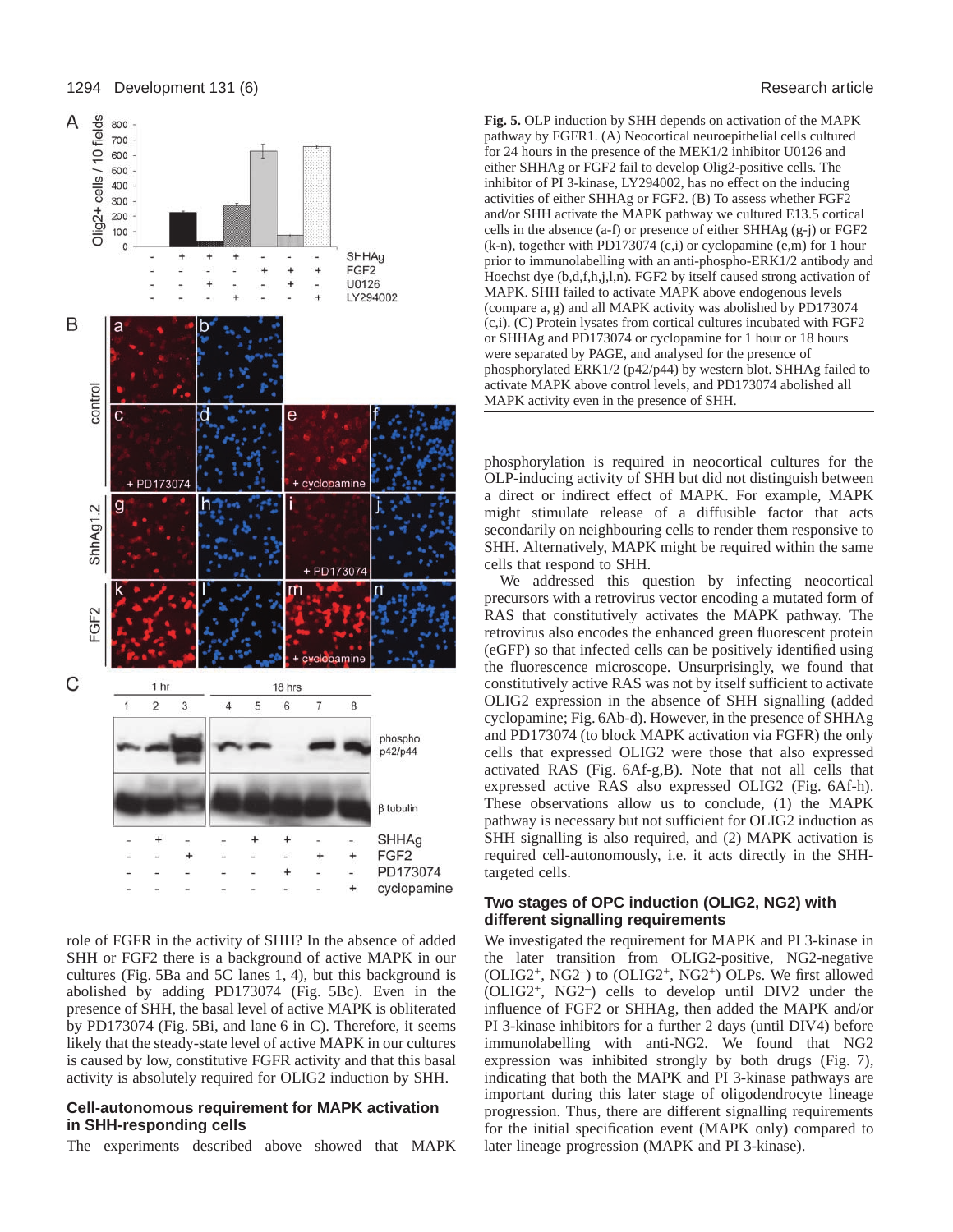**Fig. 5.** OLP induction by SHH depends on activation of the MAPK pathway by FGFR1. (A) Neocortical neuroepithelial cells cultured for 24 hours in the presence of the MEK1/2 inhibitor U0126 and either SHHAg or FGF2 fail to develop Olig2-positive cells. The inhibitor of PI 3-kinase, LY294002, has no effect on the inducing activities of either SHHAg or FGF2. (B) To assess whether FGF2 and/or SHH activate the MAPK pathway we cultured E13.5 cortical cells in the absence (a-f) or presence of either SHHAg (g-j) or FGF2 (k-n), together with PD173074 (c,i) or cyclopamine (e,m) for 1 hour prior to immunolabelling with an anti-phospho-ERK1/2 antibody and Hoechst dye (b,d,f,h,j,l,n). FGF2 by itself caused strong activation of MAPK. SHH failed to activate MAPK above endogenous levels (compare a, g) and all MAPK activity was abolished by PD173074 (c,i). (C) Protein lysates from cortical cultures incubated with FGF2 or SHHAg and PD173074 or cyclopamine for 1 hour or 18 hours were separated by PAGE, and analysed for the presence of phosphorylated ERK1/2 (p42/p44) by western blot. SHHAg failed to activate MAPK above control levels, and PD173074 abolished all MAPK activity even in the presence of SHH.

role of FGFR in the activity of SHH? In the absence of added SHH or FGF2 there is a background of active MAPK in our cultures (Fig. 5Ba and 5C lanes 1, 4), but this background is abolished by adding PD173074 (Fig. 5Bc). Even in the presence of SHH, the basal level of active MAPK is obliterated by PD173074 (Fig. 5Bi, and lane 6 in C). Therefore, it seems likely that the steady-state level of active MAPK in our cultures is caused by low, constitutive FGFR activity and that this basal activity is absolutely required for OLIG2 induction by SHH.

## Cell-autonomous requirement for MAPK activation in SHH-responding cells

The experiments described above showed that MAPK phosphorylation is required in neocortical cultures for the OLP-inducing activity of SHH but did not distinguish between a direct or indirect effect of MAPK. For example, MAPK might stimulate release of a diffusible factor that acts secondarily on neighbouring cells to render them responsive to SHH. Alternatively, MAPK might be required within the same cells that respond to SHH.

We addressed this question by infecting neocortical precursors with a retrovirus vector encoding a mutated form of RAS that constitutively activates the MAPK pathway. The retrovirus also encodes the enhanced green fluorescent protein (eGFP) so that infected cells can be positively identified using the fluorescence microscope. Unsurprisingly, we found that constitutively active RAS was not by itself sufficient to activate OLIG2 expression in the absence of SHH signalling (added cyclopamine; Fig. 6Ab-d). However, in the presence of SHHAg and PD173074 (to block MAPK activation via FGFR) the only cells that expressed OLIG2 were those that also expressed activated RAS (Fig. 6Af-g,B). Note that not all cells that expressed active RAS also expressed OLIG2 (Fig. 6Af-h). These observations allow us to conclude, (1) the MAPK pathway is necessary but not sufficient for OLIG2 induction as SHH signalling is also required, and (2) MAPK activation is required cell-autonomously, i.e. it acts directly in the SHH-targeted cells.

## Two stages of OPC induction (OLIG2, NG2) with different signalling requirements

We investigated the requirement for MAPK and PI 3-kinase in the later transition from OLIG2-positive, NG2-negative ($OLIG2^+$, $NG2^-$) to ($OLIG2^+$, $NG2^+$) OLPs. We first allowed ($OLIG2^+$, $NG2^-$) cells to develop until DIV2 under the influence of FGF2 or SHHAg, then added the MAPK and/or PI 3-kinase inhibitors for a further 2 days (until DIV4) before immunolabelling with anti-NG2. We found that NG2 expression was inhibited strongly by both drugs (Fig. 7), indicating that both the MAPK and PI 3-kinase pathways are important during this later stage of oligodendrocyte lineage progression. Thus, there are different signalling requirements for the initial specification event (MAPK only) compared to later lineage progression (MAPK and PI 3-kinase).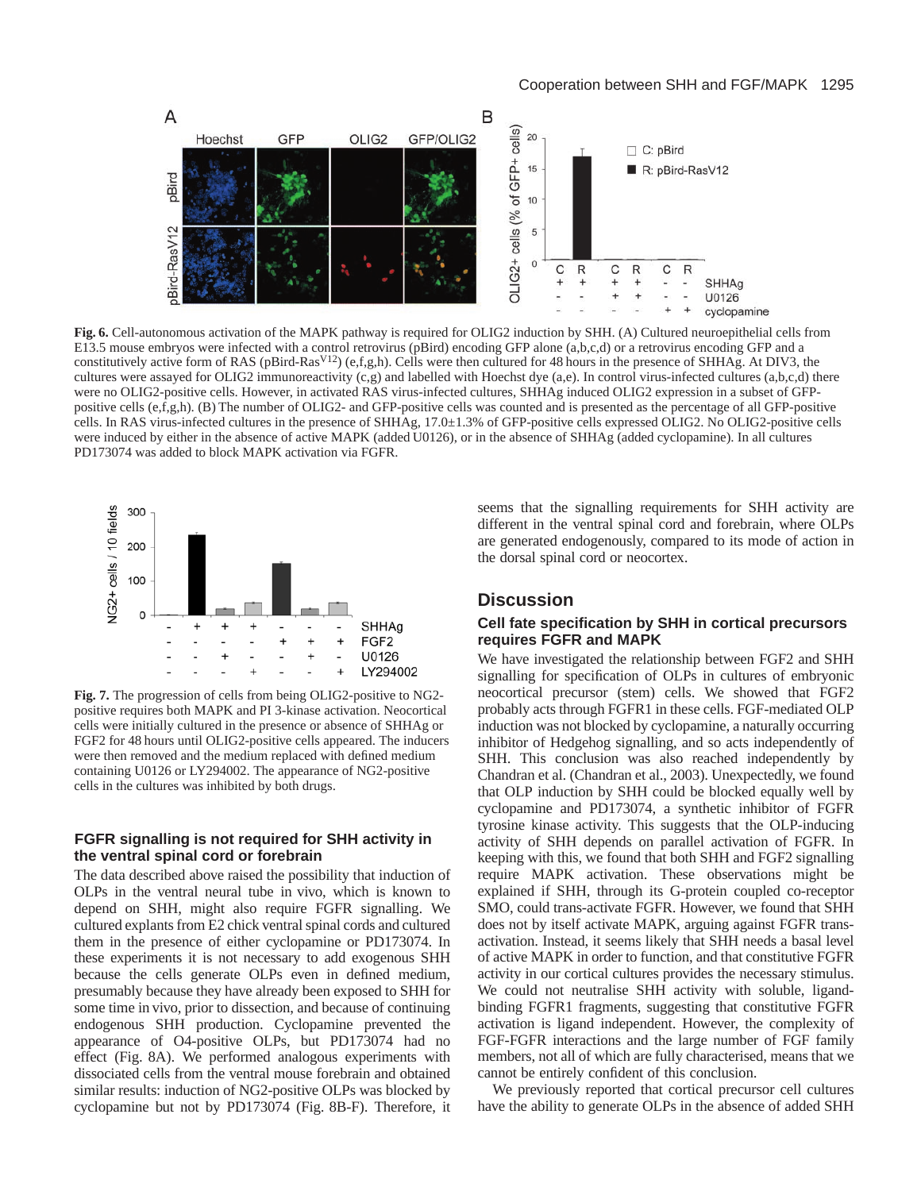**Fig. 6.** Cell-autonomous activation of the MAPK pathway is required for OLIG2 induction by SHH. (A) Cultured neuroepithelial cells from E13.5 mouse embryos were infected with a control retrovirus (pBird) encoding GFP alone (a,b,c,d) or a retrovirus encoding GFP and a constitutively active form of RAS (pBird-Ras$^{V12}$) (e,f,g,h). Cells were then cultured for 48 hours in the presence of SHHAg. At DIV3, the cultures were assayed for OLIG2 immunoreactivity (c,g) and labelled with Hoechst dye (a,e). In control virus-infected cultures (a,b,c,d) there were no OLIG2-positive cells. However, in activated RAS virus-infected cultures, SHHAg induced OLIG2 expression in a subset of GFP-positive cells (e,f,g,h). (B) The number of OLIG2- and GFP-positive cells was counted and is presented as the percentage of all GFP-positive cells. In RAS virus-infected cultures in the presence of SHHAg, 17.0±1.3% of GFP-positive cells expressed OLIG2. No OLIG2-positive cells were induced by either in the absence of active MAPK (added U0126), or in the absence of SHHAg (added cyclopamine). In all cultures PD173074 was added to block MAPK activation via FGFR.

**Fig. 7.** The progression of cells from being OLIG2-positive to NG2-positive requires both MAPK and PI 3-kinase activation. Neocortical cells were initially cultured in the presence or absence of SHHAg or FGF2 for 48 hours until OLIG2-positive cells appeared. The inducers were then removed and the medium replaced with defined medium containing U0126 or LY294002. The appearance of NG2-positive cells in the cultures was inhibited by both drugs.

### FGFR signalling is not required for SHH activity in the ventral spinal cord or forebrain

The data described above raised the possibility that induction of OLPs in the ventral neural tube in vivo, which is known to depend on SHH, might also require FGFR signalling. We cultured explants from E2 chick ventral spinal cords and cultured them in the presence of either cyclopamine or PD173074. In these experiments it is not necessary to add exogenous SHH because the cells generate OLPs even in defined medium, presumably because they have already been exposed to SHH for some time in vivo, prior to dissection, and because of continuing endogenous SHH production. Cyclopamine prevented the appearance of O4-positive OLPs, but PD173074 had no effect (Fig. 8A). We performed analogous experiments with dissociated cells from the ventral mouse forebrain and obtained similar results: induction of NG2-positive OLPs was blocked by cyclopamine but not by PD173074 (Fig. 8B-F). Therefore, it seems that the signalling requirements for SHH activity are different in the ventral spinal cord and forebrain, where OLPs are generated endogenously, compared to its mode of action in the dorsal spinal cord or neocortex.

## Discussion

### Cell fate specification by SHH in cortical precursors requires FGFR and MAPK

We have investigated the relationship between FGF2 and SHH signalling for specification of OLPs in cultures of embryonic neocortical precursor (stem) cells. We showed that FGF2 probably acts through FGFR1 in these cells. FGF-mediated OLP induction was not blocked by cyclopamine, a naturally occurring inhibitor of Hedgehog signalling, and so acts independently of SHH. This conclusion was also reached independently by Chandran et al. (Chandran et al., 2003). Unexpectedly, we found that OLP induction by SHH could be blocked equally well by cyclopamine and PD173074, a synthetic inhibitor of FGFR tyrosine kinase activity. This suggests that the OLP-inducing activity of SHH depends on parallel activation of FGFR. In keeping with this, we found that both SHH and FGF2 signalling require MAPK activation. These observations might be explained if SHH, through its G-protein coupled co-receptor SMO, could trans-activate FGFR. However, we found that SHH does not by itself activate MAPK, arguing against FGFR trans-activation. Instead, it seems likely that SHH needs a basal level of active MAPK in order to function, and that constitutive FGFR activity in our cortical cultures provides the necessary stimulus. We could not neutralise SHH activity with soluble, ligand-binding FGFR1 fragments, suggesting that constitutive FGFR activation is ligand independent. However, the complexity of FGF-FGFR interactions and the large number of FGF family members, not all of which are fully characterised, means that we cannot be entirely confident of this conclusion.

We previously reported that cortical precursor cell cultures have the ability to generate OLPs in the absence of added SHH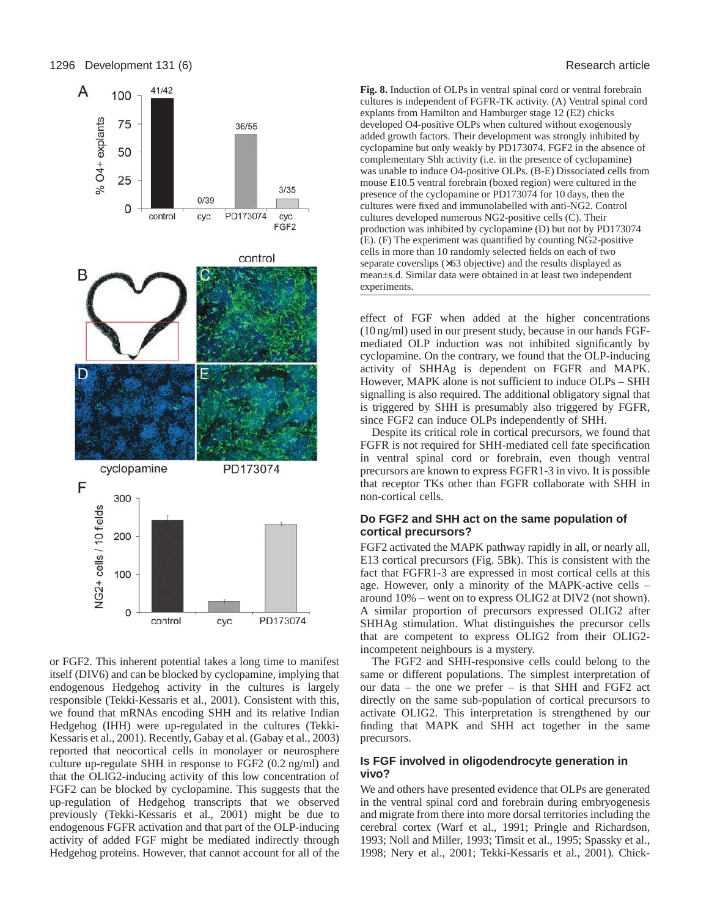**Fig. 8.** Induction of OLPs in ventral spinal cord or ventral forebrain cultures is independent of FGFR-TK activity. (A) Ventral spinal cord explants from Hamilton and Hamburger stage 12 (E2) chicks developed O4-positive OLPs when cultured without exogenously added growth factors. Their development was strongly inhibited by cyclopamine but only weakly by PD173074. FGF2 in the absence of complementary Shh activity (i.e. in the presence of cyclopamine) was unable to induce O4-positive OLPs. (B-E) Dissociated cells from mouse E10.5 ventral forebrain (boxed region) were cultured in the presence of the cyclopamine or PD173074 for 10 days, then the cultures were fixed and immunolabelled with anti-NG2. Control cultures developed numerous NG2-positive cells (C). Their production was inhibited by cyclopamine (D) but not by PD173074 (E). (F) The experiment was quantified by counting NG2-positive cells in more than 10 randomly selected fields on each of two separate coverslips (×63 objective) and the results displayed as mean±s.d. Similar data were obtained in at least two independent experiments.

or FGF2. This inherent potential takes a long time to manifest itself (DIV6) and can be blocked by cyclopamine, implying that endogenous Hedgehog activity in the cultures is largely responsible (Tekki-Kessaris et al., 2001). Consistent with this, we found that mRNAs encoding SHH and its relative Indian Hedgehog (IHH) were up-regulated in the cultures (Tekki-Kessaris et al., 2001). Recently, Gabay et al. (Gabay et al., 2003) reported that neocortical cells in monolayer or neurosphere culture up-regulate SHH in response to FGF2 (0.2 ng/ml) and that the OLIG2-inducing activity of this low concentration of FGF2 can be blocked by cyclopamine. This suggests that the up-regulation of Hedgehog transcripts that we observed previously (Tekki-Kessaris et al., 2001) might be due to endogenous FGFR activation and that part of the OLP-inducing activity of added FGF might be mediated indirectly through Hedgehog proteins. However, that cannot account for all of the effect of FGF when added at the higher concentrations (10 ng/ml) used in our present study, because in our hands FGF-mediated OLP induction was not inhibited significantly by cyclopamine. On the contrary, we found that the OLP-inducing activity of SHHAg is dependent on FGFR and MAPK. However, MAPK alone is not sufficient to induce OLPs – SHH signalling is also required. The additional obligatory signal that is triggered by SHH is presumably also triggered by FGFR, since FGF2 can induce OLPs independently of SHH.

Despite its critical role in cortical precursors, we found that FGFR is not required for SHH-mediated cell fate specification in ventral spinal cord or forebrain, even though ventral precursors are known to express FGFR1-3 in vivo. It is possible that receptor TKs other than FGFR collaborate with SHH in non-cortical cells.

## Do FGF2 and SHH act on the same population of cortical precursors?

FGF2 activated the MAPK pathway rapidly in all, or nearly all, E13 cortical precursors (Fig. 5Bk). This is consistent with the fact that FGFR1-3 are expressed in most cortical cells at this age. However, only a minority of the MAPK-active cells – around 10% – went on to express OLIG2 at DIV2 (not shown). A similar proportion of precursors expressed OLIG2 after SHHAg stimulation. What distinguishes the precursor cells that are competent to express OLIG2 from their OLIG2-incompetent neighbours is a mystery.

The FGF2 and SHH-responsive cells could belong to the same or different populations. The simplest interpretation of our data – the one we prefer – is that SHH and FGF2 act directly on the same sub-population of cortical precursors to activate OLIG2. This interpretation is strengthened by our finding that MAPK and SHH act together in the same precursors.

## Is FGF involved in oligodendrocyte generation in vivo?

We and others have presented evidence that OLPs are generated in the ventral spinal cord and forebrain during embryogenesis and migrate from there into more dorsal territories including the cerebral cortex (Warf et al., 1991; Pringle and Richardson, 1993; Noll and Miller, 1993; Timsit et al., 1995; Spassky et al., 1998; Nery et al., 2001; Tekki-Kessaris et al., 2001). Chick-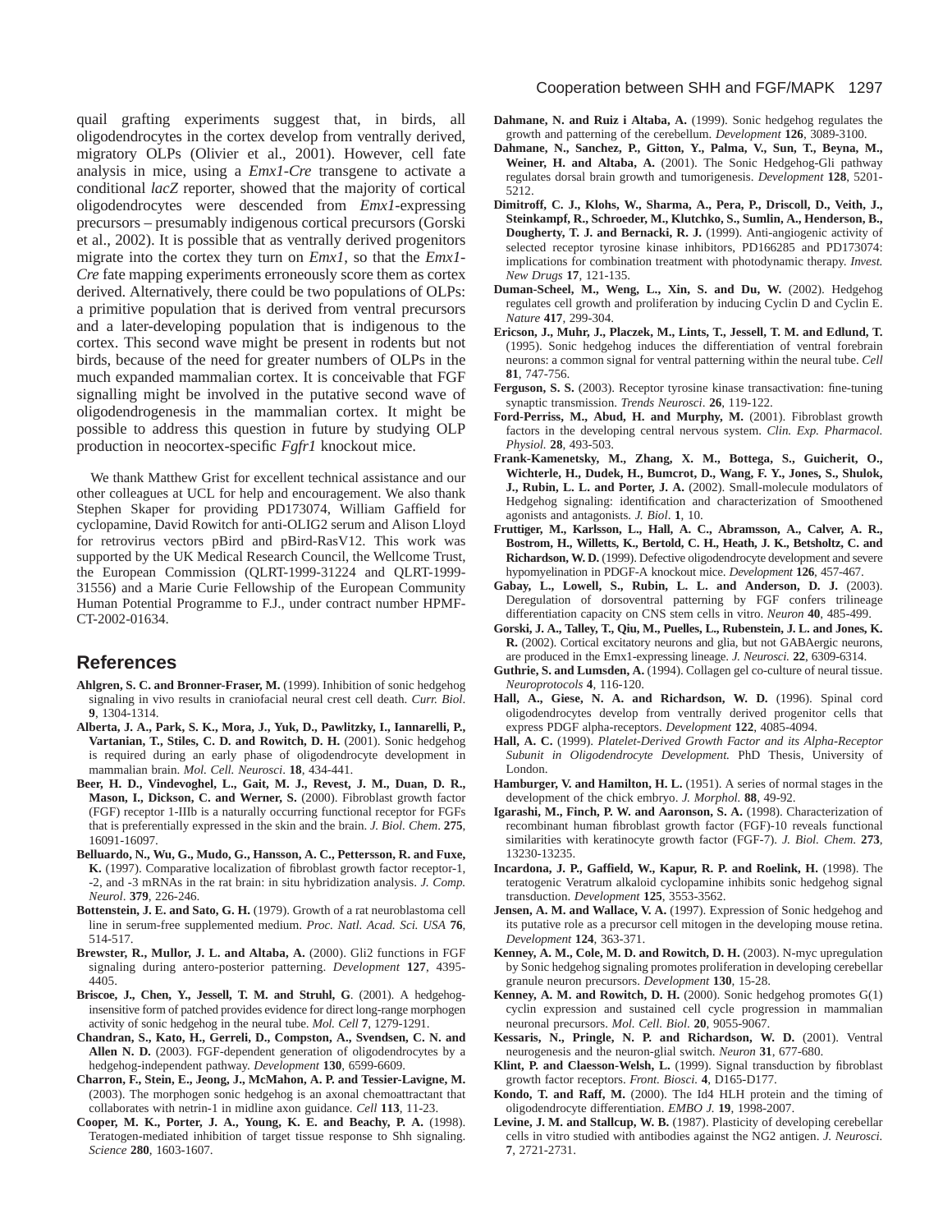quail grafting experiments suggest that, in birds, all oligodendrocytes in the cortex develop from ventrally derived, migratory OLPs (Olivier et al., 2001). However, cell fate analysis in mice, using a *Emx1-Cre* transgene to activate a conditional *lacZ* reporter, showed that the majority of cortical oligodendrocytes were descended from *Emx1*-expressing precursors – presumably indigenous cortical precursors (Gorski et al., 2002). It is possible that as ventrally derived progenitors migrate into the cortex they turn on *Emx1*, so that the *Emx1-Cre* fate mapping experiments erroneously score them as cortex derived. Alternatively, there could be two populations of OLPs: a primitive population that is derived from ventral precursors and a later-developing population that is indigenous to the cortex. This second wave might be present in rodents but not birds, because of the need for greater numbers of OLPs in the much expanded mammalian cortex. It is conceivable that FGF signalling might be involved in the putative second wave of oligodendrogenesis in the mammalian cortex. It might be possible to address this question in future by studying OLP production in neocortex-specific *Fgfr1* knockout mice.

We thank Matthew Grist for excellent technical assistance and our other colleagues at UCL for help and encouragement. We also thank Stephen Skaper for providing PD173074, William Gaffield for cyclopamine, David Rowitch for anti-OLIG2 serum and Alison Lloyd for retrovirus vectors pBird and pBird-RasV12. This work was supported by the UK Medical Research Council, the Wellcome Trust, the European Commission (QLRT-1999-31224 and QLRT-1999-31556) and a Marie Curie Fellowship of the European Community Human Potential Programme to F.J., under contract number HPMF-CT-2002-01634.

## References

**Ahlgren, S. C. and Bronner-Fraser, M.** (1999). Inhibition of sonic hedgehog signaling in vivo results in craniofacial neural crest cell death. *Curr. Biol.* **9**, 1304-1314.

**Alberta, J. A., Park, S. K., Mora, J., Yuk, D., Pawlitzky, I., Iannarelli, P., Vartanian, T., Stiles, C. D. and Rowitch, D. H.** (2001). Sonic hedgehog is required during an early phase of oligodendrocyte development in mammalian brain. *Mol. Cell. Neurosci.* **18**, 434-441.

**Beer, H. D., Vindevoghel, L., Gait, M. J., Revest, J. M., Duan, D. R., Mason, I., Dickson, C. and Werner, S.** (2000). Fibroblast growth factor (FGF) receptor 1-IIIb is a naturally occurring functional receptor for FGFs that is preferentially expressed in the skin and the brain. *J. Biol. Chem.* **275**, 16091-16097.

**Belluardo, N., Wu, G., Mudo, G., Hansson, A. C., Pettersson, R. and Fuxe, K.** (1997). Comparative localization of fibroblast growth factor receptor-1, -2, and -3 mRNAs in the rat brain: in situ hybridization analysis. *J. Comp. Neurol.* **379**, 226-246.

**Bottenstein, J. E. and Sato, G. H.** (1979). Growth of a rat neuroblastoma cell line in serum-free supplemented medium. *Proc. Natl. Acad. Sci. USA* **76**, 514-517.

**Brewster, R., Mullor, J. L. and Altaba, A.** (2000). Gli2 functions in FGF signaling during antero-posterior patterning. *Development* **127**, 4395-4405.

**Briscoe, J., Chen, Y., Jessell, T. M. and Struhl, G**. (2001). A hedgehog-insensitive form of patched provides evidence for direct long-range morphogen activity of sonic hedgehog in the neural tube. *Mol. Cell* **7**, 1279-1291.

**Chandran, S., Kato, H., Gerreli, D., Compston, A., Svendsen, C. N. and Allen N. D.** (2003). FGF-dependent generation of oligodendrocytes by a hedgehog-independent pathway. *Development* **130**, 6599-6609.

**Charron, F., Stein, E., Jeong, J., McMahon, A. P. and Tessier-Lavigne, M.** (2003). The morphogen sonic hedgehog is an axonal chemoattractant that collaborates with netrin-1 in midline axon guidance. *Cell* **113**, 11-23.

**Cooper, M. K., Porter, J. A., Young, K. E. and Beachy, P. A.** (1998). Teratogen-mediated inhibition of target tissue response to Shh signaling. *Science* **280**, 1603-1607.

**Dahmane, N. and Ruiz i Altaba, A.** (1999). Sonic hedgehog regulates the growth and patterning of the cerebellum. *Development* **126**, 3089-3100.

**Dahmane, N., Sanchez, P., Gitton, Y., Palma, V., Sun, T., Beyna, M., Weiner, H. and Altaba, A.** (2001). The Sonic Hedgehog-Gli pathway regulates dorsal brain growth and tumorigenesis. *Development* **128**, 5201-5212.

**Dimitroff, C. J., Klohs, W., Sharma, A., Pera, P., Driscoll, D., Veith, J., Steinkampf, R., Schroeder, M., Klutchko, S., Sumlin, A., Henderson, B., Dougherty, T. J. and Bernacki, R. J.** (1999). Anti-angiogenic activity of selected receptor tyrosine kinase inhibitors, PD166285 and PD173074: implications for combination treatment with photodynamic therapy. *Invest. New Drugs* **17**, 121-135.

**Duman-Scheel, M., Weng, L., Xin, S. and Du, W.** (2002). Hedgehog regulates cell growth and proliferation by inducing Cyclin D and Cyclin E. *Nature* **417**, 299-304.

**Ericson, J., Muhr, J., Placzek, M., Lints, T., Jessell, T. M. and Edlund, T.** (1995). Sonic hedgehog induces the differentiation of ventral forebrain neurons: a common signal for ventral patterning within the neural tube. *Cell* **81**, 747-756.

**Ferguson, S. S.** (2003). Receptor tyrosine kinase transactivation: fine-tuning synaptic transmission. *Trends Neurosci*. **26**, 119-122.

**Ford-Perriss, M., Abud, H. and Murphy, M.** (2001). Fibroblast growth factors in the developing central nervous system. *Clin. Exp. Pharmacol. Physiol.* **28**, 493-503.

**Frank-Kamenetsky, M., Zhang, X. M., Bottega, S., Guicherit, O., Wichterle, H., Dudek, H., Bumcrot, D., Wang, F. Y., Jones, S., Shulok, J., Rubin, L. L. and Porter, J. A.** (2002). Small-molecule modulators of Hedgehog signaling: identification and characterization of Smoothened agonists and antagonists. *J. Biol*. **1**, 10.

**Fruttiger, M., Karlsson, L., Hall, A. C., Abramsson, A., Calver, A. R., Bostrom, H., Willetts, K., Bertold, C. H., Heath, J. K., Betsholtz, C. and Richardson, W. D.** (1999). Defective oligodendrocyte development and severe hypomyelination in PDGF-A knockout mice. *Development* **126**, 457-467.

**Gabay, L., Lowell, S., Rubin, L. L. and Anderson, D. J.** (2003). Deregulation of dorsoventral patterning by FGF confers trilineage differentiation capacity on CNS stem cells in vitro. *Neuron* **40**, 485-499.

**Gorski, J. A., Talley, T., Qiu, M., Puelles, L., Rubenstein, J. L. and Jones, K. R.** (2002). Cortical excitatory neurons and glia, but not GABAergic neurons, are produced in the Emx1-expressing lineage. *J. Neurosci.* **22**, 6309-6314.

**Guthrie, S. and Lumsden, A.** (1994). Collagen gel co-culture of neural tissue. *Neuroprotocols* **4**, 116-120.

**Hall, A., Giese, N. A. and Richardson, W. D.** (1996). Spinal cord oligodendrocytes develop from ventrally derived progenitor cells that express PDGF alpha-receptors. *Development* **122**, 4085-4094.

**Hall, A. C.** (1999). *Platelet-Derived Growth Factor and its Alpha-Receptor Subunit in Oligodendrocyte Development.* PhD Thesis, University of London.

**Hamburger, V. and Hamilton, H. L.** (1951). A series of normal stages in the development of the chick embryo. *J. Morphol.* **88**, 49-92.

**Igarashi, M., Finch, P. W. and Aaronson, S. A.** (1998). Characterization of recombinant human fibroblast growth factor (FGF)-10 reveals functional similarities with keratinocyte growth factor (FGF-7). *J. Biol. Chem.* **273**, 13230-13235.

**Incardona, J. P., Gaffield, W., Kapur, R. P. and Roelink, H.** (1998). The teratogenic Veratrum alkaloid cyclopamine inhibits sonic hedgehog signal transduction. *Development* **125**, 3553-3562.

**Jensen, A. M. and Wallace, V. A.** (1997). Expression of Sonic hedgehog and its putative role as a precursor cell mitogen in the developing mouse retina. *Development* **124**, 363-371.

**Kenney, A. M., Cole, M. D. and Rowitch, D. H.** (2003). N-myc upregulation by Sonic hedgehog signaling promotes proliferation in developing cerebellar granule neuron precursors. *Development* **130**, 15-28.

**Kenney, A. M. and Rowitch, D. H.** (2000). Sonic hedgehog promotes G(1) cyclin expression and sustained cell cycle progression in mammalian neuronal precursors. *Mol. Cell. Biol*. **20**, 9055-9067.

**Kessaris, N., Pringle, N. P. and Richardson, W. D.** (2001). Ventral neurogenesis and the neuron-glial switch. *Neuron* **31**, 677-680.

**Klint, P. and Claesson-Welsh, L.** (1999). Signal transduction by fibroblast growth factor receptors. *Front. Biosci.* **4**, D165-D177.

**Kondo, T. and Raff, M.** (2000). The Id4 HLH protein and the timing of oligodendrocyte differentiation. *EMBO J.* **19**, 1998-2007.

**Levine, J. M. and Stallcup, W. B.** (1987). Plasticity of developing cerebellar cells in vitro studied with antibodies against the NG2 antigen. *J. Neurosci.* **7**, 2721-2731.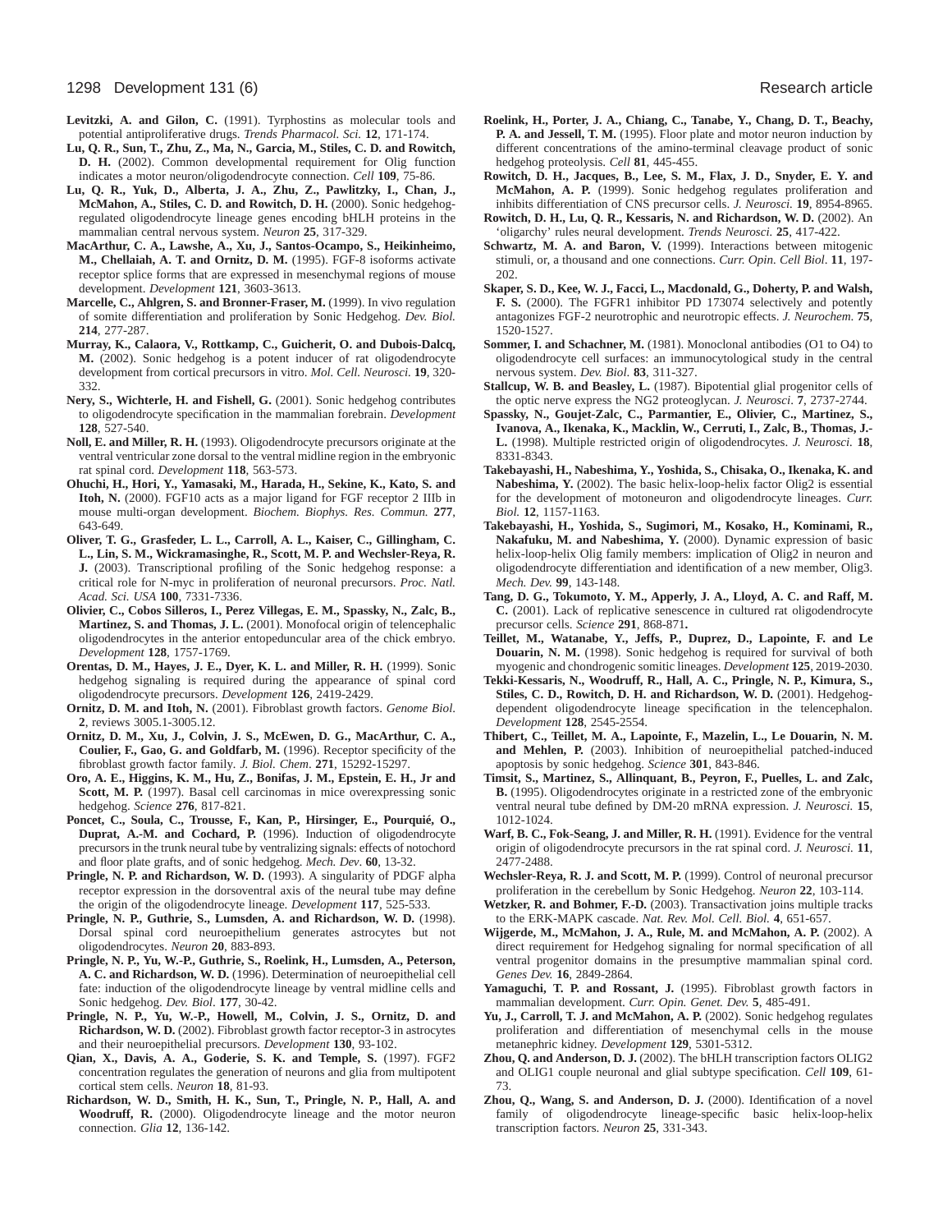**Levitzki, A. and Gilon, C.** (1991). Tyrphostins as molecular tools and potential antiproliferative drugs. *Trends Pharmacol. Sci.* **12**, 171-174.

**Lu, Q. R., Sun, T., Zhu, Z., Ma, N., Garcia, M., Stiles, C. D. and Rowitch, D. H.** (2002). Common developmental requirement for Olig function indicates a motor neuron/oligodendrocyte connection. *Cell* **109**, 75-86.

**Lu, Q. R., Yuk, D., Alberta, J. A., Zhu, Z., Pawlitzky, I., Chan, J., McMahon, A., Stiles, C. D. and Rowitch, D. H.** (2000). Sonic hedgehog-regulated oligodendrocyte lineage genes encoding bHLH proteins in the mammalian central nervous system. *Neuron* **25**, 317-329.

**MacArthur, C. A., Lawshe, A., Xu, J., Santos-Ocampo, S., Heikinheimo, M., Chellaiah, A. T. and Ornitz, D. M.** (1995). FGF-8 isoforms activate receptor splice forms that are expressed in mesenchymal regions of mouse development. *Development* **121**, 3603-3613.

**Marcelle, C., Ahlgren, S. and Bronner-Fraser, M.** (1999). In vivo regulation of somite differentiation and proliferation by Sonic Hedgehog. *Dev. Biol.* **214**, 277-287.

**Murray, K., Calaora, V., Rottkamp, C., Guicherit, O. and Dubois-Dalcq, M.** (2002). Sonic hedgehog is a potent inducer of rat oligodendrocyte development from cortical precursors in vitro. *Mol. Cell. Neurosci.* **19**, 320-332.

**Nery, S., Wichterle, H. and Fishell, G.** (2001). Sonic hedgehog contributes to oligodendrocyte specification in the mammalian forebrain. *Development* **128**, 527-540.

**Noll, E. and Miller, R. H.** (1993). Oligodendrocyte precursors originate at the ventral ventricular zone dorsal to the ventral midline region in the embryonic rat spinal cord. *Development* **118**, 563-573.

**Ohuchi, H., Hori, Y., Yamasaki, M., Harada, H., Sekine, K., Kato, S. and Itoh, N.** (2000). FGF10 acts as a major ligand for FGF receptor 2 IIIb in mouse multi-organ development. *Biochem. Biophys. Res. Commun.* **277**, 643-649.

**Oliver, T. G., Grasfeder, L. L., Carroll, A. L., Kaiser, C., Gillingham, C. L., Lin, S. M., Wickramasinghe, R., Scott, M. P. and Wechsler-Reya, R. J.** (2003). Transcriptional profiling of the Sonic hedgehog response: a critical role for N-myc in proliferation of neuronal precursors. *Proc. Natl. Acad. Sci. USA* **100**, 7331-7336.

**Olivier, C., Cobos Silleros, I., Perez Villegas, E. M., Spassky, N., Zalc, B., Martinez, S. and Thomas, J. L.** (2001). Monofocal origin of telencephalic oligodendrocytes in the anterior entopeduncular area of the chick embryo. *Development* **128**, 1757-1769.

**Orentas, D. M., Hayes, J. E., Dyer, K. L. and Miller, R. H.** (1999). Sonic hedgehog signaling is required during the appearance of spinal cord oligodendrocyte precursors. *Development* **126**, 2419-2429.

**Ornitz, D. M. and Itoh, N.** (2001). Fibroblast growth factors. *Genome Biol.* **2**, reviews 3005.1-3005.12.

**Ornitz, D. M., Xu, J., Colvin, J. S., McEwen, D. G., MacArthur, C. A., Coulier, F., Gao, G. and Goldfarb, M.** (1996). Receptor specificity of the fibroblast growth factor family. *J. Biol. Chem.* **271**, 15292-15297.

**Oro, A. E., Higgins, K. M., Hu, Z., Bonifas, J. M., Epstein, E. H., Jr and Scott, M. P.** (1997). Basal cell carcinomas in mice overexpressing sonic hedgehog. *Science* **276**, 817-821.

**Poncet, C., Soula, C., Trousse, F., Kan, P., Hirsinger, E., Pourquié, O., Duprat, A.-M. and Cochard, P.** (1996). Induction of oligodendrocyte precursors in the trunk neural tube by ventralizing signals: effects of notochord and floor plate grafts, and of sonic hedgehog. *Mech. Dev.* **60**, 13-32.

**Pringle, N. P. and Richardson, W. D.** (1993). A singularity of PDGF alpha receptor expression in the dorsoventral axis of the neural tube may define the origin of the oligodendrocyte lineage. *Development* **117**, 525-533.

**Pringle, N. P., Guthrie, S., Lumsden, A. and Richardson, W. D.** (1998). Dorsal spinal cord neuroepithelium generates astrocytes but not oligodendrocytes. *Neuron* **20**, 883-893.

**Pringle, N. P., Yu, W.-P., Guthrie, S., Roelink, H., Lumsden, A., Peterson, A. C. and Richardson, W. D.** (1996). Determination of neuroepithelial cell fate: induction of the oligodendrocyte lineage by ventral midline cells and Sonic hedgehog. *Dev. Biol.* **177**, 30-42.

**Pringle, N. P., Yu, W.-P., Howell, M., Colvin, J. S., Ornitz, D. and Richardson, W. D.** (2002). Fibroblast growth factor receptor-3 in astrocytes and their neuroepithelial precursors. *Development* **130**, 93-102.

**Qian, X., Davis, A. A., Goderie, S. K. and Temple, S.** (1997). FGF2 concentration regulates the generation of neurons and glia from multipotent cortical stem cells. *Neuron* **18**, 81-93.

**Richardson, W. D., Smith, H. K., Sun, T., Pringle, N. P., Hall, A. and Woodruff, R.** (2000). Oligodendrocyte lineage and the motor neuron connection. *Glia* **12**, 136-142.

**Roelink, H., Porter, J. A., Chiang, C., Tanabe, Y., Chang, D. T., Beachy, P. A. and Jessell, T. M.** (1995). Floor plate and motor neuron induction by different concentrations of the amino-terminal cleavage product of sonic hedgehog proteolysis. *Cell* **81**, 445-455.

**Rowitch, D. H., Jacques, B., Lee, S. M., Flax, J. D., Snyder, E. Y. and McMahon, A. P.** (1999). Sonic hedgehog regulates proliferation and inhibits differentiation of CNS precursor cells. *J. Neurosci.* **19**, 8954-8965.

**Rowitch, D. H., Lu, Q. R., Kessaris, N. and Richardson, W. D.** (2002). An 'oligarchy' rules neural development. *Trends Neurosci.* **25**, 417-422.

**Schwartz, M. A. and Baron, V.** (1999). Interactions between mitogenic stimuli, or, a thousand and one connections. *Curr. Opin. Cell Biol.* **11**, 197-202.

**Skaper, S. D., Kee, W. J., Facci, L., Macdonald, G., Doherty, P. and Walsh, F. S.** (2000). The FGFR1 inhibitor PD 173074 selectively and potently antagonizes FGF-2 neurotrophic and neurotropic effects. *J. Neurochem.* **75**, 1520-1527.

**Sommer, I. and Schachner, M.** (1981). Monoclonal antibodies (O1 to O4) to oligodendrocyte cell surfaces: an immunocytological study in the central nervous system. *Dev. Biol.* **83**, 311-327.

**Stallcup, W. B. and Beasley, L.** (1987). Bipotential glial progenitor cells of the optic nerve express the NG2 proteoglycan. *J. Neurosci.* **7**, 2737-2744.

**Spassky, N., Goujet-Zalc, C., Parmantier, E., Olivier, C., Martinez, S., Ivanova, A., Ikenaka, K., Macklin, W., Cerruti, I., Zalc, B., Thomas, J.-L.** (1998). Multiple restricted origin of oligodendrocytes. *J. Neurosci.* **18**, 8331-8343.

**Takebayashi, H., Nabeshima, Y., Yoshida, S., Chisaka, O., Ikenaka, K. and Nabeshima, Y.** (2002). The basic helix-loop-helix factor Olig2 is essential for the development of motoneuron and oligodendrocyte lineages. *Curr. Biol.* **12**, 1157-1163.

**Takebayashi, H., Yoshida, S., Sugimori, M., Kosako, H., Kominami, R., Nakafuku, M. and Nabeshima, Y.** (2000). Dynamic expression of basic helix-loop-helix Olig family members: implication of Olig2 in neuron and oligodendrocyte differentiation and identification of a new member, Olig3. *Mech. Dev.* **99**, 143-148.

**Tang, D. G., Tokumoto, Y. M., Apperly, J. A., Lloyd, A. C. and Raff, M. C.** (2001). Lack of replicative senescence in cultured rat oligodendrocyte precursor cells. *Science* **291**, 868-871**.**

**Teillet, M., Watanabe, Y., Jeffs, P., Duprez, D., Lapointe, F. and Le Douarin, N. M.** (1998). Sonic hedgehog is required for survival of both myogenic and chondrogenic somitic lineages. *Development* **125**, 2019-2030.

**Tekki-Kessaris, N., Woodruff, R., Hall, A. C., Pringle, N. P., Kimura, S., Stiles, C. D., Rowitch, D. H. and Richardson, W. D.** (2001). Hedgehog-dependent oligodendrocyte lineage specification in the telencephalon. *Development* **128**, 2545-2554.

**Thibert, C., Teillet, M. A., Lapointe, F., Mazelin, L., Le Douarin, N. M. and Mehlen, P.** (2003). Inhibition of neuroepithelial patched-induced apoptosis by sonic hedgehog. *Science* **301**, 843-846.

**Timsit, S., Martinez, S., Allinquant, B., Peyron, F., Puelles, L. and Zalc, B.** (1995). Oligodendrocytes originate in a restricted zone of the embryonic ventral neural tube defined by DM-20 mRNA expression. *J. Neurosci.* **15**, 1012-1024.

**Warf, B. C., Fok-Seang, J. and Miller, R. H.** (1991). Evidence for the ventral origin of oligodendrocyte precursors in the rat spinal cord. *J. Neurosci.* **11**, 2477-2488.

**Wechsler-Reya, R. J. and Scott, M. P.** (1999). Control of neuronal precursor proliferation in the cerebellum by Sonic Hedgehog. *Neuron* **22**, 103-114.

**Wetzker, R. and Bohmer, F.-D.** (2003). Transactivation joins multiple tracks to the ERK-MAPK cascade. *Nat. Rev. Mol. Cell. Biol.* **4**, 651-657.

**Wijgerde, M., McMahon, J. A., Rule, M. and McMahon, A. P.** (2002). A direct requirement for Hedgehog signaling for normal specification of all ventral progenitor domains in the presumptive mammalian spinal cord. *Genes Dev.* **16**, 2849-2864.

**Yamaguchi, T. P. and Rossant, J.** (1995). Fibroblast growth factors in mammalian development. *Curr. Opin. Genet. Dev.* **5**, 485-491.

**Yu, J., Carroll, T. J. and McMahon, A. P.** (2002). Sonic hedgehog regulates proliferation and differentiation of mesenchymal cells in the mouse metanephric kidney. *Development* **129**, 5301-5312.

**Zhou, Q. and Anderson, D. J.** (2002). The bHLH transcription factors OLIG2 and OLIG1 couple neuronal and glial subtype specification. *Cell* **109**, 61-73.

**Zhou, Q., Wang, S. and Anderson, D. J.** (2000). Identification of a novel family of oligodendrocyte lineage-specific basic helix-loop-helix transcription factors. *Neuron* **25**, 331-343.